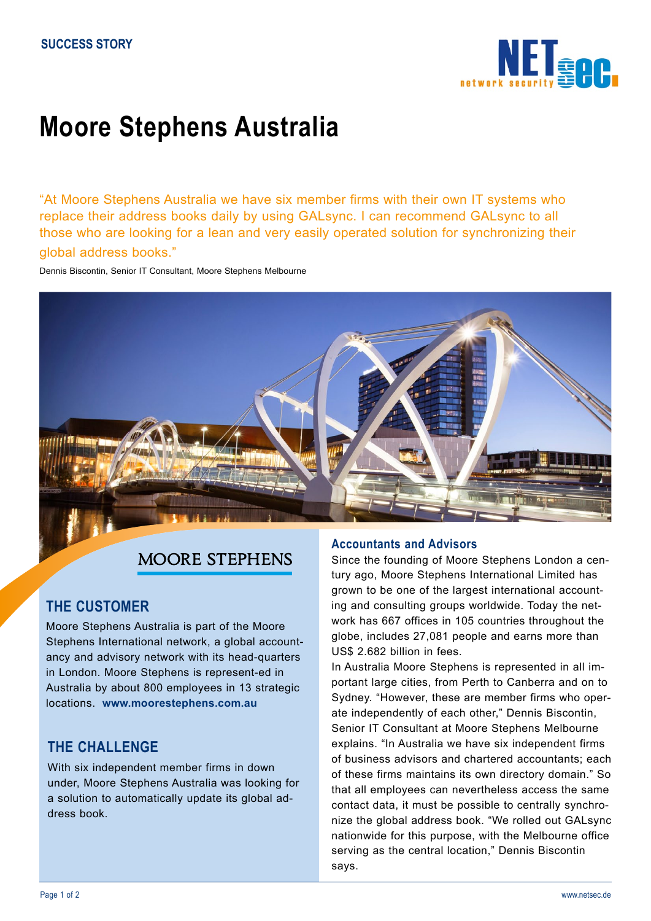SUCCESS STORY

# Moore Stephens Australia

"At Moore Stephens Australia we have six member firms with their own IT systems who replace their address books daily by using GALsync. I can recommend GALsync to all those who are looking for a lean and very easily operated solution for synchronizing their global address books."

Dennis Biscontin, Senior IT Consultant, Moore Stephens Melbourne

MOORE STEPHENS

## THE CUSTOMER

Moore Stephens Australia is part of the Moore Stephens International network, a global accountancy and advisory network with its head-quarters in London. Moore Stephens is represent-ed in Australia by about 800 employees in 13 strategic locations. **www.moorestephens.com.au**

## THE CHALLENGE

With six independent member firms in down under, Moore Stephens Australia was looking for a solution to automatically update its global address book.

### Accountants and Advisors

Since the founding of Moore Stephens London a century ago, Moore Stephens International Limited has grown to be one of the largest international accounting and consulting groups worldwide. Today the network has 667 offices in 105 countries throughout the globe, includes 27,081 people and earns more than US$ 2.682 billion in fees.

In Australia Moore Stephens is represented in all important large cities, from Perth to Canberra and on to Sydney. "However, these are member firms who operate independently of each other," Dennis Biscontin, Senior IT Consultant at Moore Stephens Melbourne explains. "In Australia we have six independent firms of business advisors and chartered accountants; each of these firms maintains its own directory domain." So that all employees can nevertheless access the same contact data, it must be possible to centrally synchronize the global address book. "We rolled out GALsync nationwide for this purpose, with the Melbourne office serving as the central location," Dennis Biscontin says.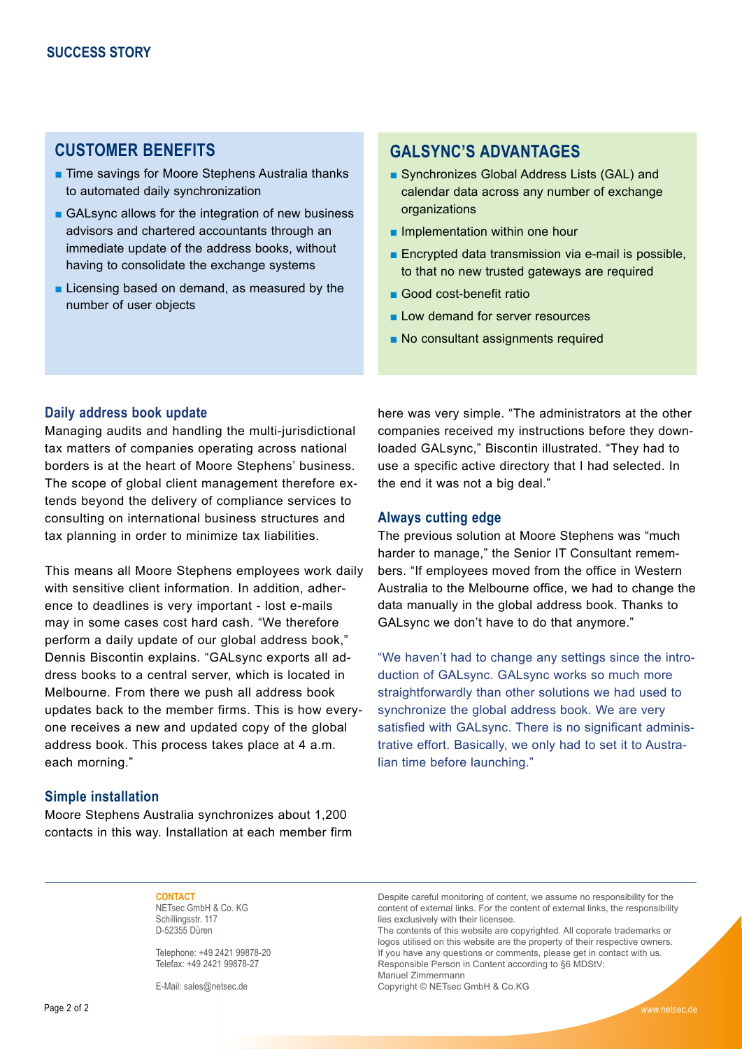**SUCCESS STORY**

## CUSTOMER BENEFITS

- Time savings for Moore Stephens Australia thanks to automated daily synchronization
- GALsync allows for the integration of new business advisors and chartered accountants through an immediate update of the address books, without having to consolidate the exchange systems
- Licensing based on demand, as measured by the number of user objects

## GALSYNC'S ADVANTAGES

- Synchronizes Global Address Lists (GAL) and calendar data across any number of exchange organizations
- Implementation within one hour
- Encrypted data transmission via e-mail is possible, to that no new trusted gateways are required
- Good cost-benefit ratio
- Low demand for server resources
- No consultant assignments required

### Daily address book update

Managing audits and handling the multi-jurisdictional tax matters of companies operating across national borders is at the heart of Moore Stephens' business. The scope of global client management therefore extends beyond the delivery of compliance services to consulting on international business structures and tax planning in order to minimize tax liabilities.

This means all Moore Stephens employees work daily with sensitive client information. In addition, adherence to deadlines is very important - lost e-mails may in some cases cost hard cash. "We therefore perform a daily update of our global address book," Dennis Biscontin explains. "GALsync exports all address books to a central server, which is located in Melbourne. From there we push all address book updates back to the member firms. This is how everyone receives a new and updated copy of the global address book. This process takes place at 4 a.m. each morning."

### Simple installation

Moore Stephens Australia synchronizes about 1,200 contacts in this way. Installation at each member firm here was very simple. "The administrators at the other companies received my instructions before they downloaded GALsync," Biscontin illustrated. "They had to use a specific active directory that I had selected. In the end it was not a big deal."

### Always cutting edge

The previous solution at Moore Stephens was "much harder to manage," the Senior IT Consultant remembers. "If employees moved from the office in Western Australia to the Melbourne office, we had to change the data manually in the global address book. Thanks to GALsync we don't have to do that anymore."

"We haven't had to change any settings since the introduction of GALsync. GALsync works so much more straightforwardly than other solutions we had used to synchronize the global address book. We are very satisfied with GALsync. There is no significant administrative effort. Basically, we only had to set it to Australian time before launching."

---

**CONTACT**
NETsec GmbH & Co. KG
Schillingsstr. 117
D-52355 Düren

Telephone: +49 2421 99878-20
Telefax: +49 2421 99878-27

E-Mail: sales@netsec.de

Despite careful monitoring of content, we assume no responsibility for the content of external links. For the content of external links, the responsibility lies exclusively with their licensee.
The contents of this website are copyrighted. All coporate trademarks or logos utilised on this website are the property of their respective owners. If you have any questions or comments, please get in contact with us.
Responsible Person in Content according to §6 MDStV:
Manuel Zimmermann
Copyright © NETsec GmbH & Co.KG

www.netsec.de